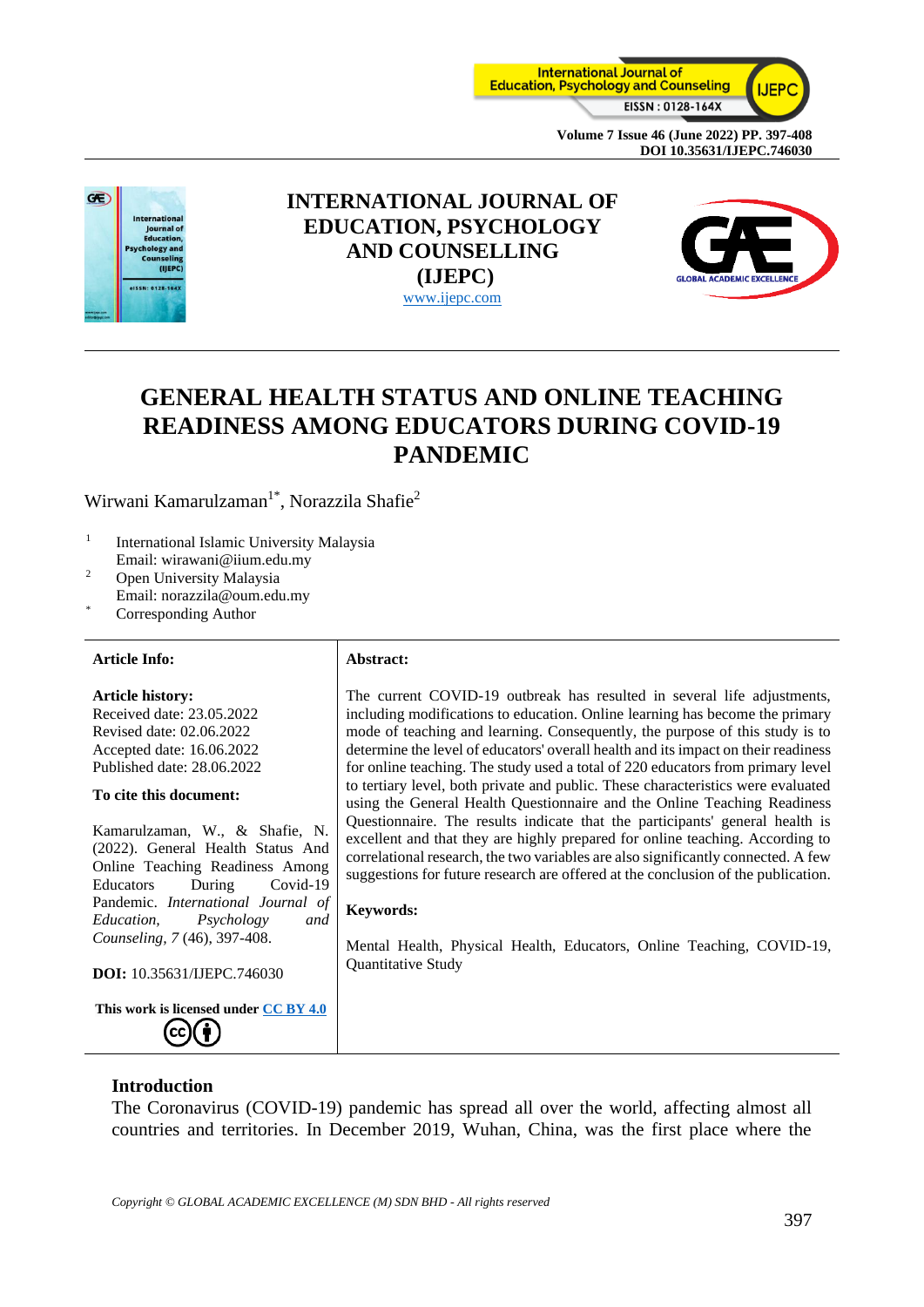# INTERNATIONAL JOURNAL OF EDUCATION, PSYCHOLOGY AND COUNSELLING (IJEPC)

www.ijepc.com

# GENERAL HEALTH STATUS AND ONLINE TEACHING READINESS AMONG EDUCATORS DURING COVID-19 PANDEMIC

Wirwani Kamarulzaman[1*], Norazzila Shafie[2]

[1] International Islamic University Malaysia
Email: wirawani@iium.edu.my

[2] Open University Malaysia
Email: norazzila@oum.edu.my

[*] Corresponding Author

**Article Info:**

**Article history:**
Received date: 23.05.2022
Revised date: 02.06.2022
Accepted date: 16.06.2022
Published date: 28.06.2022

**To cite this document:**

Kamarulzaman, W., & Shafie, N. (2022). General Health Status And Online Teaching Readiness Among Educators During Covid-19 Pandemic. *International Journal of Education, Psychology and Counseling, 7* (46), 397-408.

**DOI:** 10.35631/IJEPC.746030

**This work is licensed under CC BY 4.0**

**Abstract:**

The current COVID-19 outbreak has resulted in several life adjustments, including modifications to education. Online learning has become the primary mode of teaching and learning. Consequently, the purpose of this study is to determine the level of educators' overall health and its impact on their readiness for online teaching. The study used a total of 220 educators from primary level to tertiary level, both private and public. These characteristics were evaluated using the General Health Questionnaire and the Online Teaching Readiness Questionnaire. The results indicate that the participants' general health is excellent and that they are highly prepared for online teaching. According to correlational research, the two variables are also significantly connected. A few suggestions for future research are offered at the conclusion of the publication.

**Keywords:**

Mental Health, Physical Health, Educators, Online Teaching, COVID-19, Quantitative Study

## Introduction

The Coronavirus (COVID-19) pandemic has spread all over the world, affecting almost all countries and territories. In December 2019, Wuhan, China, was the first place where the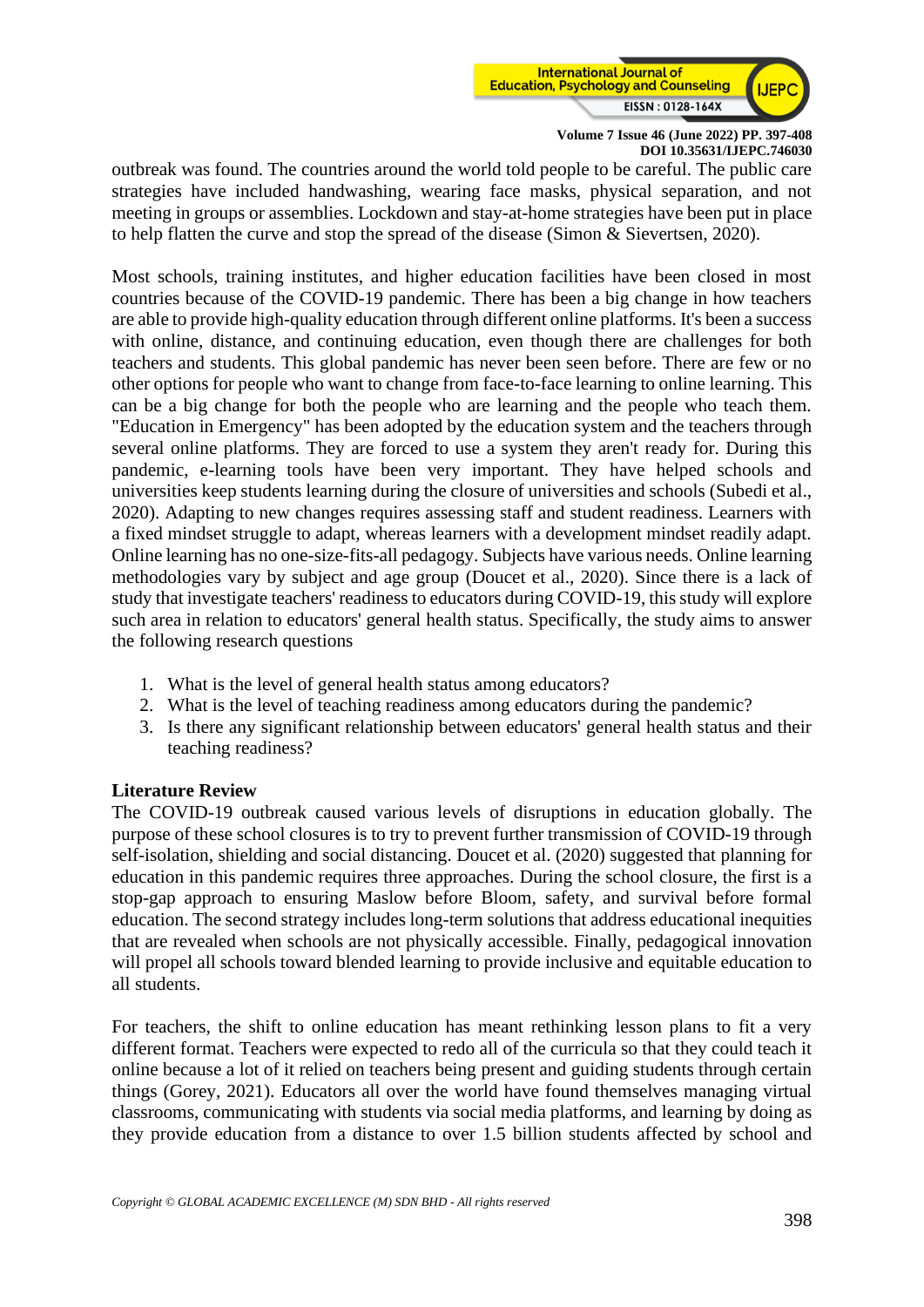outbreak was found. The countries around the world told people to be careful. The public care strategies have included handwashing, wearing face masks, physical separation, and not meeting in groups or assemblies. Lockdown and stay-at-home strategies have been put in place to help flatten the curve and stop the spread of the disease (Simon & Sievertsen, 2020).

Most schools, training institutes, and higher education facilities have been closed in most countries because of the COVID-19 pandemic. There has been a big change in how teachers are able to provide high-quality education through different online platforms. It's been a success with online, distance, and continuing education, even though there are challenges for both teachers and students. This global pandemic has never been seen before. There are few or no other options for people who want to change from face-to-face learning to online learning. This can be a big change for both the people who are learning and the people who teach them. "Education in Emergency" has been adopted by the education system and the teachers through several online platforms. They are forced to use a system they aren't ready for. During this pandemic, e-learning tools have been very important. They have helped schools and universities keep students learning during the closure of universities and schools (Subedi et al., 2020). Adapting to new changes requires assessing staff and student readiness. Learners with a fixed mindset struggle to adapt, whereas learners with a development mindset readily adapt. Online learning has no one-size-fits-all pedagogy. Subjects have various needs. Online learning methodologies vary by subject and age group (Doucet et al., 2020). Since there is a lack of study that investigate teachers' readiness to educators during COVID-19, this study will explore such area in relation to educators' general health status. Specifically, the study aims to answer the following research questions

1. What is the level of general health status among educators?
2. What is the level of teaching readiness among educators during the pandemic?
3. Is there any significant relationship between educators' general health status and their teaching readiness?

## Literature Review

The COVID-19 outbreak caused various levels of disruptions in education globally. The purpose of these school closures is to try to prevent further transmission of COVID-19 through self-isolation, shielding and social distancing. Doucet et al. (2020) suggested that planning for education in this pandemic requires three approaches. During the school closure, the first is a stop-gap approach to ensuring Maslow before Bloom, safety, and survival before formal education. The second strategy includes long-term solutions that address educational inequities that are revealed when schools are not physically accessible. Finally, pedagogical innovation will propel all schools toward blended learning to provide inclusive and equitable education to all students.

For teachers, the shift to online education has meant rethinking lesson plans to fit a very different format. Teachers were expected to redo all of the curricula so that they could teach it online because a lot of it relied on teachers being present and guiding students through certain things (Gorey, 2021). Educators all over the world have found themselves managing virtual classrooms, communicating with students via social media platforms, and learning by doing as they provide education from a distance to over 1.5 billion students affected by school and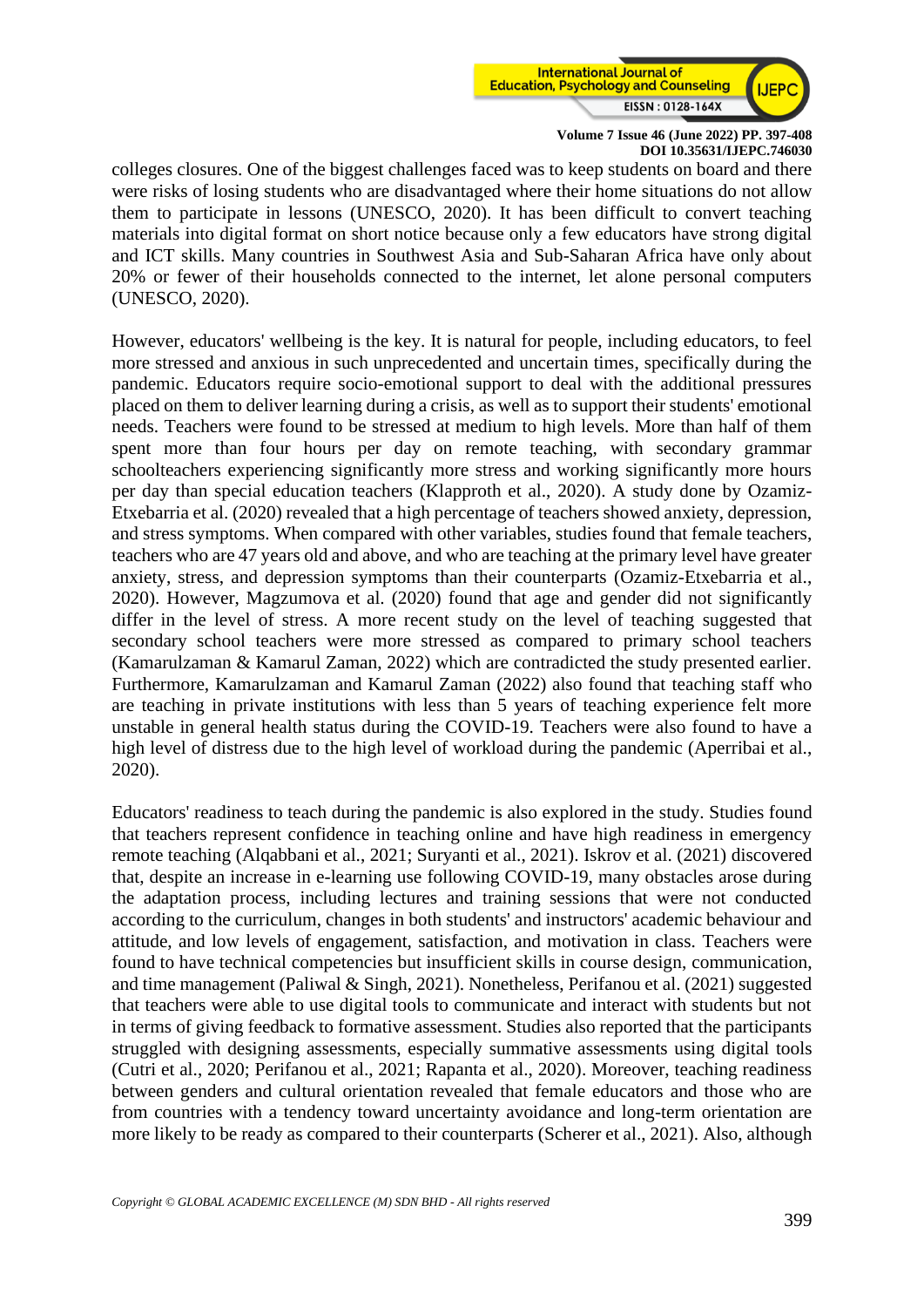colleges closures. One of the biggest challenges faced was to keep students on board and there were risks of losing students who are disadvantaged where their home situations do not allow them to participate in lessons (UNESCO, 2020). It has been difficult to convert teaching materials into digital format on short notice because only a few educators have strong digital and ICT skills. Many countries in Southwest Asia and Sub-Saharan Africa have only about 20% or fewer of their households connected to the internet, let alone personal computers (UNESCO, 2020).

However, educators' wellbeing is the key. It is natural for people, including educators, to feel more stressed and anxious in such unprecedented and uncertain times, specifically during the pandemic. Educators require socio-emotional support to deal with the additional pressures placed on them to deliver learning during a crisis, as well as to support their students' emotional needs. Teachers were found to be stressed at medium to high levels. More than half of them spent more than four hours per day on remote teaching, with secondary grammar schoolteachers experiencing significantly more stress and working significantly more hours per day than special education teachers (Klapproth et al., 2020). A study done by Ozamiz-Etxebarria et al. (2020) revealed that a high percentage of teachers showed anxiety, depression, and stress symptoms. When compared with other variables, studies found that female teachers, teachers who are 47 years old and above, and who are teaching at the primary level have greater anxiety, stress, and depression symptoms than their counterparts (Ozamiz-Etxebarria et al., 2020). However, Magzumova et al. (2020) found that age and gender did not significantly differ in the level of stress. A more recent study on the level of teaching suggested that secondary school teachers were more stressed as compared to primary school teachers (Kamarulzaman & Kamarul Zaman, 2022) which are contradicted the study presented earlier. Furthermore, Kamarulzaman and Kamarul Zaman (2022) also found that teaching staff who are teaching in private institutions with less than 5 years of teaching experience felt more unstable in general health status during the COVID-19. Teachers were also found to have a high level of distress due to the high level of workload during the pandemic (Aperribai et al., 2020).

Educators' readiness to teach during the pandemic is also explored in the study. Studies found that teachers represent confidence in teaching online and have high readiness in emergency remote teaching (Alqabbani et al., 2021; Suryanti et al., 2021). Iskrov et al. (2021) discovered that, despite an increase in e-learning use following COVID-19, many obstacles arose during the adaptation process, including lectures and training sessions that were not conducted according to the curriculum, changes in both students' and instructors' academic behaviour and attitude, and low levels of engagement, satisfaction, and motivation in class. Teachers were found to have technical competencies but insufficient skills in course design, communication, and time management (Paliwal & Singh, 2021). Nonetheless, Perifanou et al. (2021) suggested that teachers were able to use digital tools to communicate and interact with students but not in terms of giving feedback to formative assessment. Studies also reported that the participants struggled with designing assessments, especially summative assessments using digital tools (Cutri et al., 2020; Perifanou et al., 2021; Rapanta et al., 2020). Moreover, teaching readiness between genders and cultural orientation revealed that female educators and those who are from countries with a tendency toward uncertainty avoidance and long-term orientation are more likely to be ready as compared to their counterparts (Scherer et al., 2021). Also, although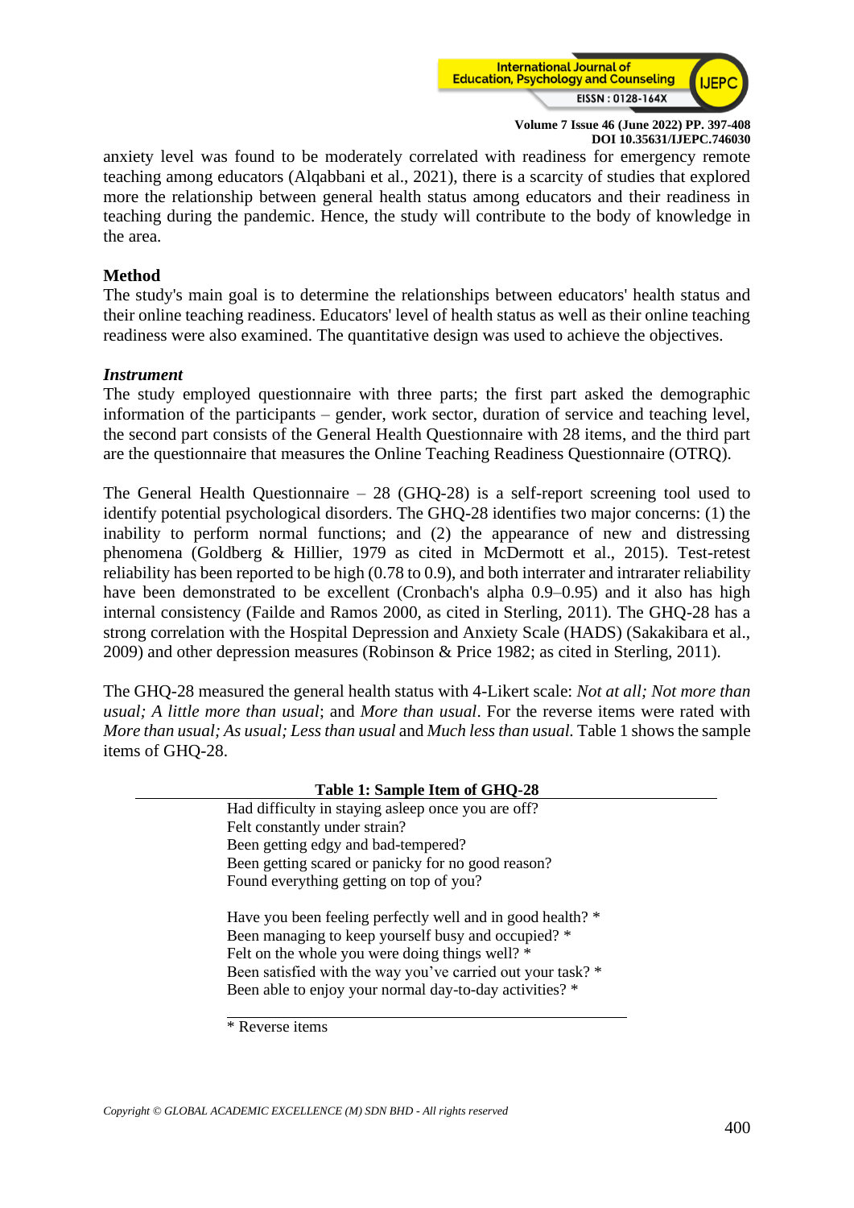anxiety level was found to be moderately correlated with readiness for emergency remote teaching among educators (Alqabbani et al., 2021), there is a scarcity of studies that explored more the relationship between general health status among educators and their readiness in teaching during the pandemic. Hence, the study will contribute to the body of knowledge in the area.

## Method

The study's main goal is to determine the relationships between educators' health status and their online teaching readiness. Educators' level of health status as well as their online teaching readiness were also examined. The quantitative design was used to achieve the objectives.

### *Instrument*

The study employed questionnaire with three parts; the first part asked the demographic information of the participants – gender, work sector, duration of service and teaching level, the second part consists of the General Health Questionnaire with 28 items, and the third part are the questionnaire that measures the Online Teaching Readiness Questionnaire (OTRQ).

The General Health Questionnaire – 28 (GHQ-28) is a self-report screening tool used to identify potential psychological disorders. The GHQ-28 identifies two major concerns: (1) the inability to perform normal functions; and (2) the appearance of new and distressing phenomena (Goldberg & Hillier, 1979 as cited in McDermott et al., 2015). Test-retest reliability has been reported to be high (0.78 to 0.9), and both interrater and intrarater reliability have been demonstrated to be excellent (Cronbach's alpha 0.9–0.95) and it also has high internal consistency (Failde and Ramos 2000, as cited in Sterling, 2011). The GHQ-28 has a strong correlation with the Hospital Depression and Anxiety Scale (HADS) (Sakakibara et al., 2009) and other depression measures (Robinson & Price 1982; as cited in Sterling, 2011).

The GHQ-28 measured the general health status with 4-Likert scale: *Not at all; Not more than usual; A little more than usual*; and *More than usual*. For the reverse items were rated with *More than usual; As usual; Less than usual* and *Much less than usual.* Table 1 shows the sample items of GHQ-28.

**Table 1: Sample Item of GHQ-28**

| |
|---|
| Had difficulty in staying asleep once you are off? |
| Felt constantly under strain? |
| Been getting edgy and bad-tempered? |
| Been getting scared or panicky for no good reason? |
| Found everything getting on top of you? |
| |
| Have you been feeling perfectly well and in good health? * |
| Been managing to keep yourself busy and occupied? * |
| Felt on the whole you were doing things well? * |
| Been satisfied with the way you've carried out your task? * |
| Been able to enjoy your normal day-to-day activities? * |

\* Reverse items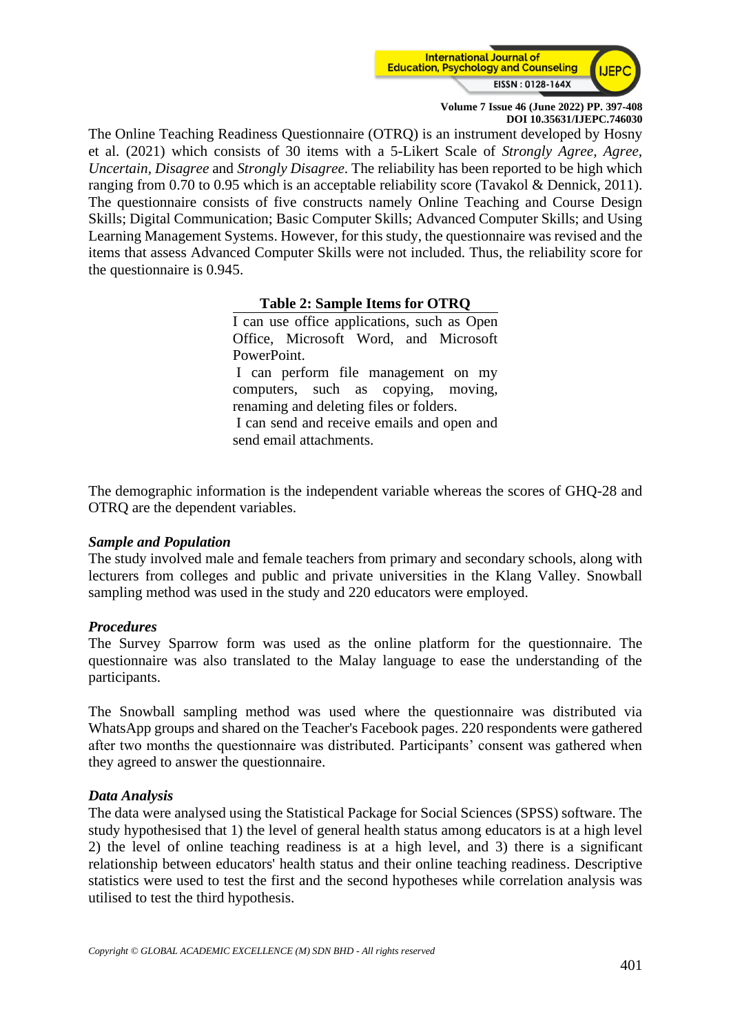The Online Teaching Readiness Questionnaire (OTRQ) is an instrument developed by Hosny et al. (2021) which consists of 30 items with a 5-Likert Scale of *Strongly Agree*, *Agree*, *Uncertain*, *Disagree* and *Strongly Disagree*. The reliability has been reported to be high which ranging from 0.70 to 0.95 which is an acceptable reliability score (Tavakol & Dennick, 2011). The questionnaire consists of five constructs namely Online Teaching and Course Design Skills; Digital Communication; Basic Computer Skills; Advanced Computer Skills; and Using Learning Management Systems. However, for this study, the questionnaire was revised and the items that assess Advanced Computer Skills were not included. Thus, the reliability score for the questionnaire is 0.945.

**Table 2: Sample Items for OTRQ**

| |
|---|
| I can use office applications, such as Open Office, Microsoft Word, and Microsoft PowerPoint. |
| I can perform file management on my computers, such as copying, moving, renaming and deleting files or folders. |
| I can send and receive emails and open and send email attachments. |

The demographic information is the independent variable whereas the scores of GHQ-28 and OTRQ are the dependent variables.

***Sample and Population***

The study involved male and female teachers from primary and secondary schools, along with lecturers from colleges and public and private universities in the Klang Valley. Snowball sampling method was used in the study and 220 educators were employed.

***Procedures***

The Survey Sparrow form was used as the online platform for the questionnaire. The questionnaire was also translated to the Malay language to ease the understanding of the participants.

The Snowball sampling method was used where the questionnaire was distributed via WhatsApp groups and shared on the Teacher's Facebook pages. 220 respondents were gathered after two months the questionnaire was distributed. Participants' consent was gathered when they agreed to answer the questionnaire.

***Data Analysis***

The data were analysed using the Statistical Package for Social Sciences (SPSS) software. The study hypothesised that 1) the level of general health status among educators is at a high level 2) the level of online teaching readiness is at a high level, and 3) there is a significant relationship between educators' health status and their online teaching readiness. Descriptive statistics were used to test the first and the second hypotheses while correlation analysis was utilised to test the third hypothesis.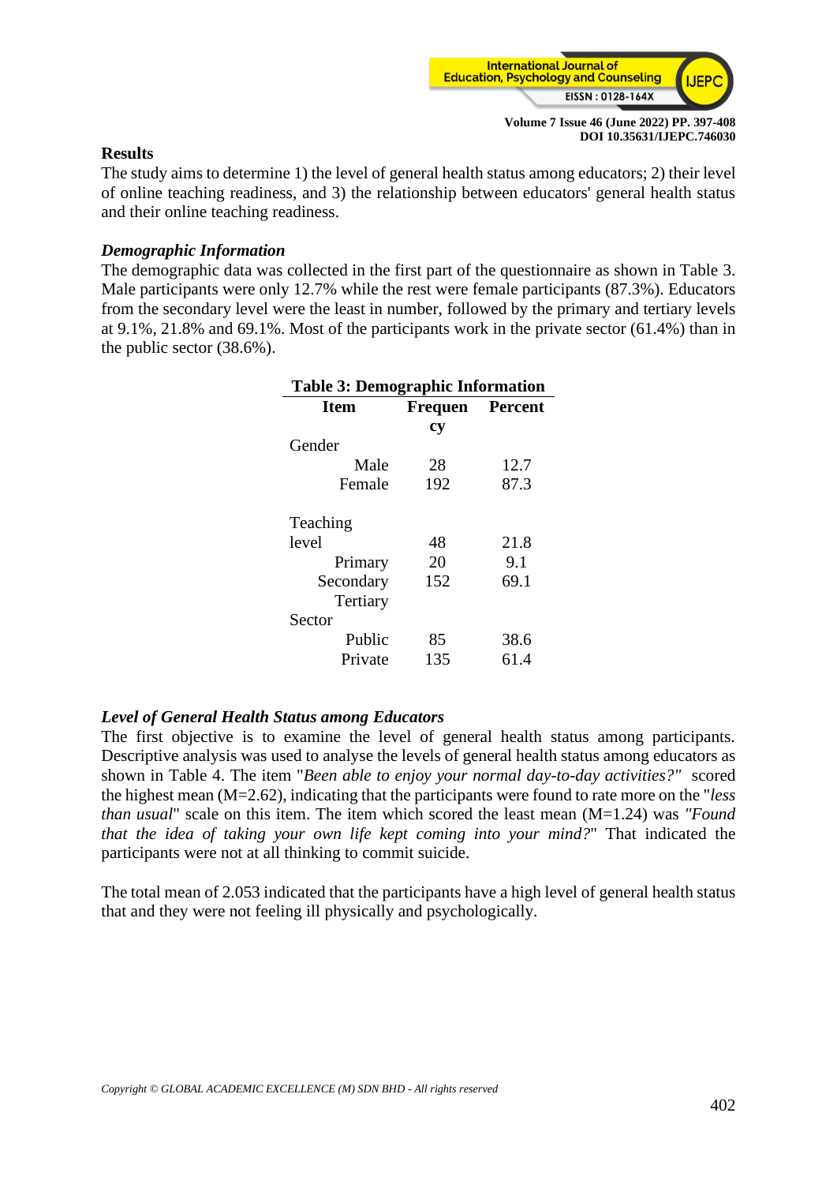## Results

The study aims to determine 1) the level of general health status among educators; 2) their level of online teaching readiness, and 3) the relationship between educators' general health status and their online teaching readiness.

### *Demographic Information*

The demographic data was collected in the first part of the questionnaire as shown in Table 3. Male participants were only 12.7% while the rest were female participants (87.3%). Educators from the secondary level were the least in number, followed by the primary and tertiary levels at 9.1%, 21.8% and 69.1%. Most of the participants work in the private sector (61.4%) than in the public sector (38.6%).

**Table 3: Demographic Information**

| Item | Frequency | Percent |
|---|---|---|
| Gender | | |
| Male | 28 | 12.7 |
| Female | 192 | 87.3 |
| Teaching level | | |
| Primary | 48 | 21.8 |
| Secondary | 20 | 9.1 |
| Tertiary | 152 | 69.1 |
| Sector | | |
| Public | 85 | 38.6 |
| Private | 135 | 61.4 |

### *Level of General Health Status among Educators*

The first objective is to examine the level of general health status among participants. Descriptive analysis was used to analyse the levels of general health status among educators as shown in Table 4. The item "*Been able to enjoy your normal day-to-day activities?"* scored the highest mean (M=2.62), indicating that the participants were found to rate more on the "*less than usual*" scale on this item. The item which scored the least mean (M=1.24) was *"Found that the idea of taking your own life kept coming into your mind?*" That indicated the participants were not at all thinking to commit suicide.

The total mean of 2.053 indicated that the participants have a high level of general health status that and they were not feeling ill physically and psychologically.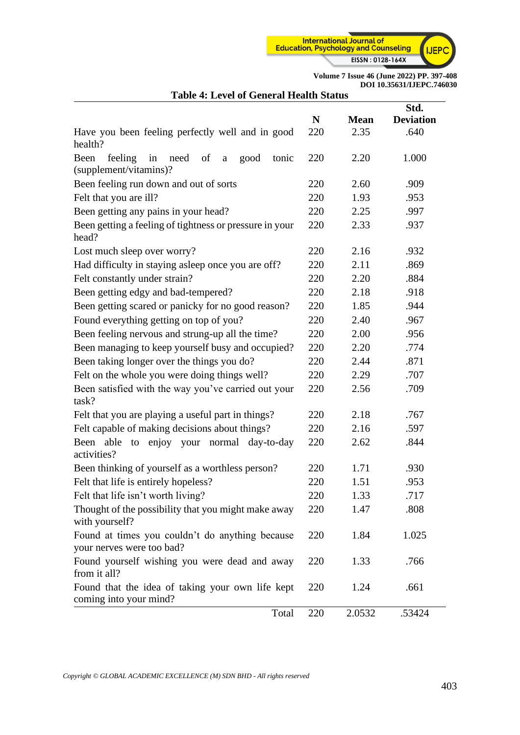**Table 4: Level of General Health Status**

| | N | Mean | Std. Deviation |
|---|---|---|---|
| Have you been feeling perfectly well and in good health? | 220 | 2.35 | .640 |
| Been feeling in need of a good tonic (supplement/vitamins)? | 220 | 2.20 | 1.000 |
| Been feeling run down and out of sorts | 220 | 2.60 | .909 |
| Felt that you are ill? | 220 | 1.93 | .953 |
| Been getting any pains in your head? | 220 | 2.25 | .997 |
| Been getting a feeling of tightness or pressure in your head? | 220 | 2.33 | .937 |
| Lost much sleep over worry? | 220 | 2.16 | .932 |
| Had difficulty in staying asleep once you are off? | 220 | 2.11 | .869 |
| Felt constantly under strain? | 220 | 2.20 | .884 |
| Been getting edgy and bad-tempered? | 220 | 2.18 | .918 |
| Been getting scared or panicky for no good reason? | 220 | 1.85 | .944 |
| Found everything getting on top of you? | 220 | 2.40 | .967 |
| Been feeling nervous and strung-up all the time? | 220 | 2.00 | .956 |
| Been managing to keep yourself busy and occupied? | 220 | 2.20 | .774 |
| Been taking longer over the things you do? | 220 | 2.44 | .871 |
| Felt on the whole you were doing things well? | 220 | 2.29 | .707 |
| Been satisfied with the way you've carried out your task? | 220 | 2.56 | .709 |
| Felt that you are playing a useful part in things? | 220 | 2.18 | .767 |
| Felt capable of making decisions about things? | 220 | 2.16 | .597 |
| Been able to enjoy your normal day-to-day activities? | 220 | 2.62 | .844 |
| Been thinking of yourself as a worthless person? | 220 | 1.71 | .930 |
| Felt that life is entirely hopeless? | 220 | 1.51 | .953 |
| Felt that life isn't worth living? | 220 | 1.33 | .717 |
| Thought of the possibility that you might make away with yourself? | 220 | 1.47 | .808 |
| Found at times you couldn't do anything because your nerves were too bad? | 220 | 1.84 | 1.025 |
| Found yourself wishing you were dead and away from it all? | 220 | 1.33 | .766 |
| Found that the idea of taking your own life kept coming into your mind? | 220 | 1.24 | .661 |
| Total | 220 | 2.0532 | .53424 |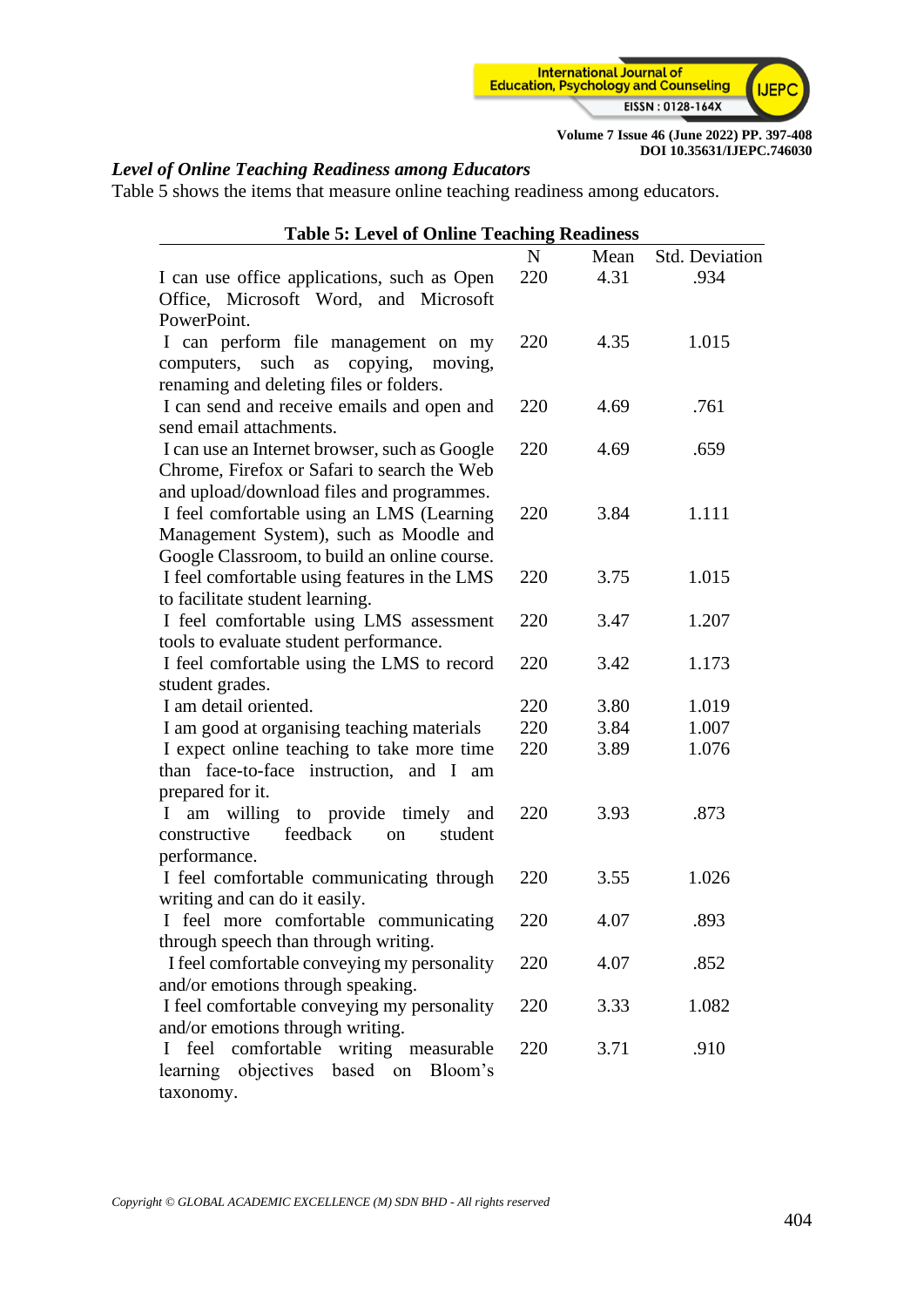### *Level of Online Teaching Readiness among Educators*

Table 5 shows the items that measure online teaching readiness among educators.

**Table 5: Level of Online Teaching Readiness**

| | N | Mean | Std. Deviation |
|---|---|---|---|
| I can use office applications, such as Open Office, Microsoft Word, and Microsoft PowerPoint. | 220 | 4.31 | .934 |
| I can perform file management on my computers, such as copying, moving, renaming and deleting files or folders. | 220 | 4.35 | 1.015 |
| I can send and receive emails and open and send email attachments. | 220 | 4.69 | .761 |
| I can use an Internet browser, such as Google Chrome, Firefox or Safari to search the Web and upload/download files and programmes. | 220 | 4.69 | .659 |
| I feel comfortable using an LMS (Learning Management System), such as Moodle and Google Classroom, to build an online course. | 220 | 3.84 | 1.111 |
| I feel comfortable using features in the LMS to facilitate student learning. | 220 | 3.75 | 1.015 |
| I feel comfortable using LMS assessment tools to evaluate student performance. | 220 | 3.47 | 1.207 |
| I feel comfortable using the LMS to record student grades. | 220 | 3.42 | 1.173 |
| I am detail oriented. | 220 | 3.80 | 1.019 |
| I am good at organising teaching materials | 220 | 3.84 | 1.007 |
| I expect online teaching to take more time than face-to-face instruction, and I am prepared for it. | 220 | 3.89 | 1.076 |
| I am willing to provide timely and constructive feedback on student performance. | 220 | 3.93 | .873 |
| I feel comfortable communicating through writing and can do it easily. | 220 | 3.55 | 1.026 |
| I feel more comfortable communicating through speech than through writing. | 220 | 4.07 | .893 |
| I feel comfortable conveying my personality and/or emotions through speaking. | 220 | 4.07 | .852 |
| I feel comfortable conveying my personality and/or emotions through writing. | 220 | 3.33 | 1.082 |
| I feel comfortable writing measurable learning objectives based on Bloom's taxonomy. | 220 | 3.71 | .910 |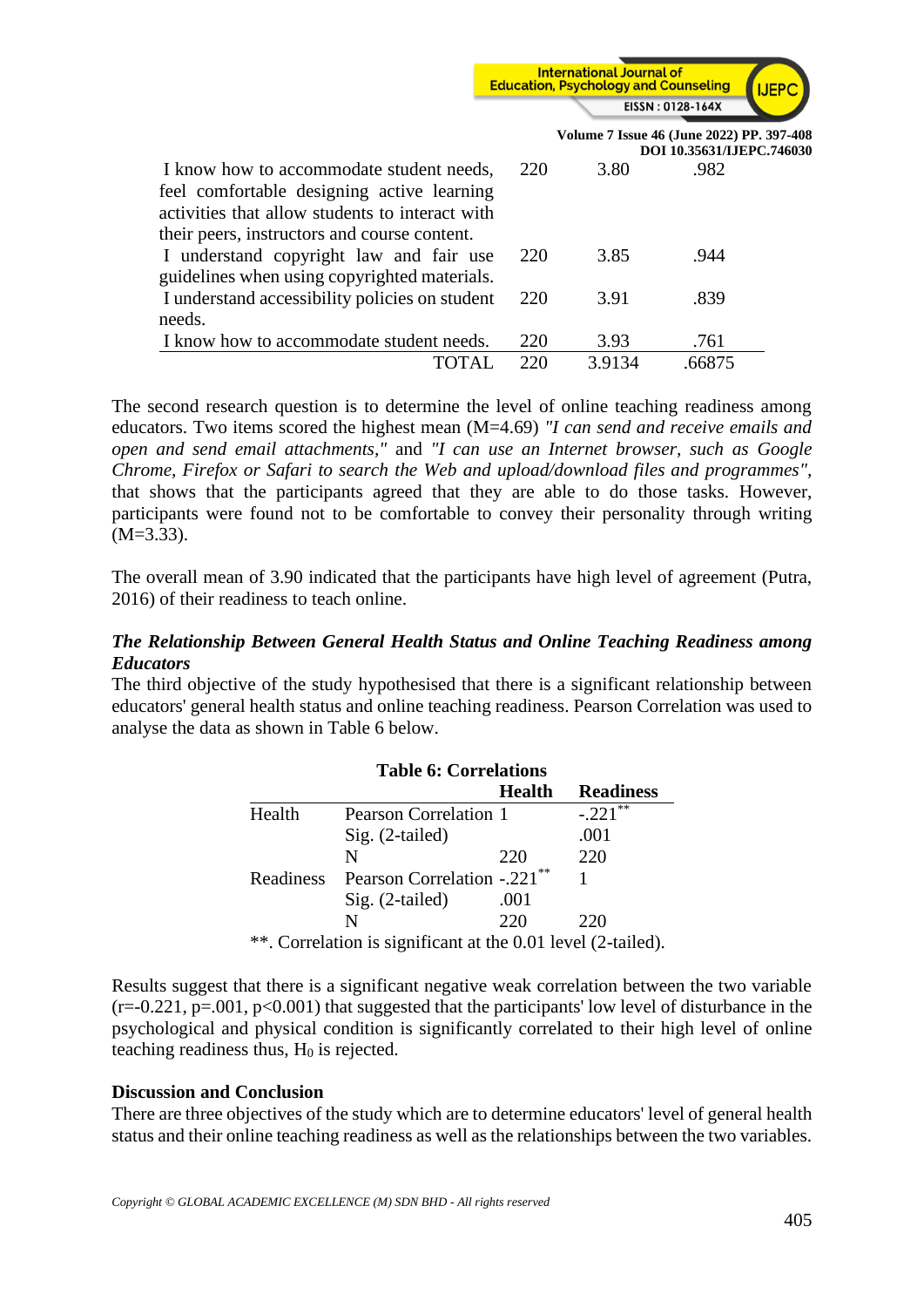| | | | |
|---|---|---|---|
| I know how to accommodate student needs, feel comfortable designing active learning activities that allow students to interact with their peers, instructors and course content. | 220 | 3.80 | .982 |
| I understand copyright law and fair use guidelines when using copyrighted materials. | 220 | 3.85 | .944 |
| I understand accessibility policies on student needs. | 220 | 3.91 | .839 |
| I know how to accommodate student needs. | 220 | 3.93 | .761 |
| TOTAL | 220 | 3.9134 | .66875 |

The second research question is to determine the level of online teaching readiness among educators. Two items scored the highest mean (M=4.69) *"I can send and receive emails and open and send email attachments,"* and *"I can use an Internet browser, such as Google Chrome, Firefox or Safari to search the Web and upload/download files and programmes"*, that shows that the participants agreed that they are able to do those tasks. However, participants were found not to be comfortable to convey their personality through writing (M=3.33).

The overall mean of 3.90 indicated that the participants have high level of agreement (Putra, 2016) of their readiness to teach online.

### *The Relationship Between General Health Status and Online Teaching Readiness among Educators*

The third objective of the study hypothesised that there is a significant relationship between educators' general health status and online teaching readiness. Pearson Correlation was used to analyse the data as shown in Table 6 below.

**Table 6: Correlations**

| | | Health | Readiness |
|---|---|---|---|
| Health | Pearson Correlation | 1 | -.221** |
| | Sig. (2-tailed) | | .001 |
| | N | 220 | 220 |
| Readiness | Pearson Correlation | -.221** | 1 |
| | Sig. (2-tailed) | .001 | |
| | N | 220 | 220 |

**. Correlation is significant at the 0.01 level (2-tailed).

Results suggest that there is a significant negative weak correlation between the two variable ($r=-0.221$, $p=.001$, $p<0.001$) that suggested that the participants' low level of disturbance in the psychological and physical condition is significantly correlated to their high level of online teaching readiness thus, $H_0$ is rejected.

## Discussion and Conclusion

There are three objectives of the study which are to determine educators' level of general health status and their online teaching readiness as well as the relationships between the two variables.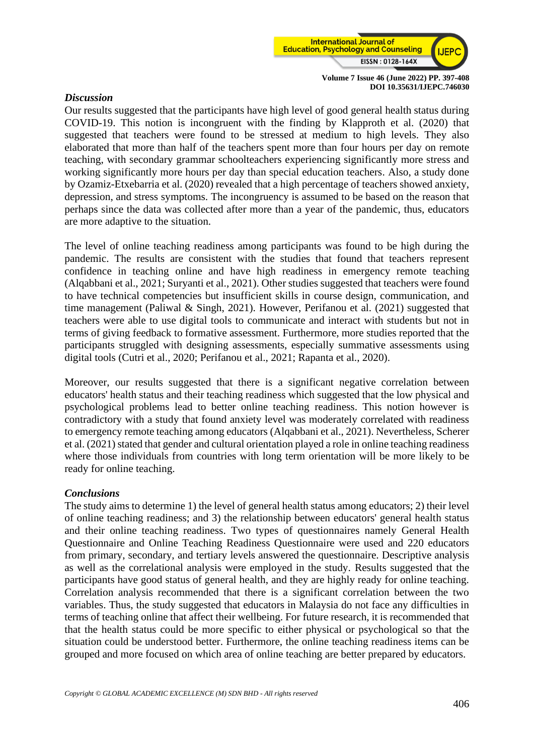### *Discussion*

Our results suggested that the participants have high level of good general health status during COVID-19. This notion is incongruent with the finding by Klapproth et al. (2020) that suggested that teachers were found to be stressed at medium to high levels. They also elaborated that more than half of the teachers spent more than four hours per day on remote teaching, with secondary grammar schoolteachers experiencing significantly more stress and working significantly more hours per day than special education teachers. Also, a study done by Ozamiz-Etxebarria et al. (2020) revealed that a high percentage of teachers showed anxiety, depression, and stress symptoms. The incongruency is assumed to be based on the reason that perhaps since the data was collected after more than a year of the pandemic, thus, educators are more adaptive to the situation.

The level of online teaching readiness among participants was found to be high during the pandemic. The results are consistent with the studies that found that teachers represent confidence in teaching online and have high readiness in emergency remote teaching (Alqabbani et al., 2021; Suryanti et al., 2021). Other studies suggested that teachers were found to have technical competencies but insufficient skills in course design, communication, and time management (Paliwal & Singh, 2021). However, Perifanou et al. (2021) suggested that teachers were able to use digital tools to communicate and interact with students but not in terms of giving feedback to formative assessment. Furthermore, more studies reported that the participants struggled with designing assessments, especially summative assessments using digital tools (Cutri et al., 2020; Perifanou et al., 2021; Rapanta et al., 2020).

Moreover, our results suggested that there is a significant negative correlation between educators' health status and their teaching readiness which suggested that the low physical and psychological problems lead to better online teaching readiness. This notion however is contradictory with a study that found anxiety level was moderately correlated with readiness to emergency remote teaching among educators (Alqabbani et al., 2021). Nevertheless, Scherer et al. (2021) stated that gender and cultural orientation played a role in online teaching readiness where those individuals from countries with long term orientation will be more likely to be ready for online teaching.

### *Conclusions*

The study aims to determine 1) the level of general health status among educators; 2) their level of online teaching readiness; and 3) the relationship between educators' general health status and their online teaching readiness. Two types of questionnaires namely General Health Questionnaire and Online Teaching Readiness Questionnaire were used and 220 educators from primary, secondary, and tertiary levels answered the questionnaire. Descriptive analysis as well as the correlational analysis were employed in the study. Results suggested that the participants have good status of general health, and they are highly ready for online teaching. Correlation analysis recommended that there is a significant correlation between the two variables. Thus, the study suggested that educators in Malaysia do not face any difficulties in terms of teaching online that affect their wellbeing. For future research, it is recommended that that the health status could be more specific to either physical or psychological so that the situation could be understood better. Furthermore, the online teaching readiness items can be grouped and more focused on which area of online teaching are better prepared by educators.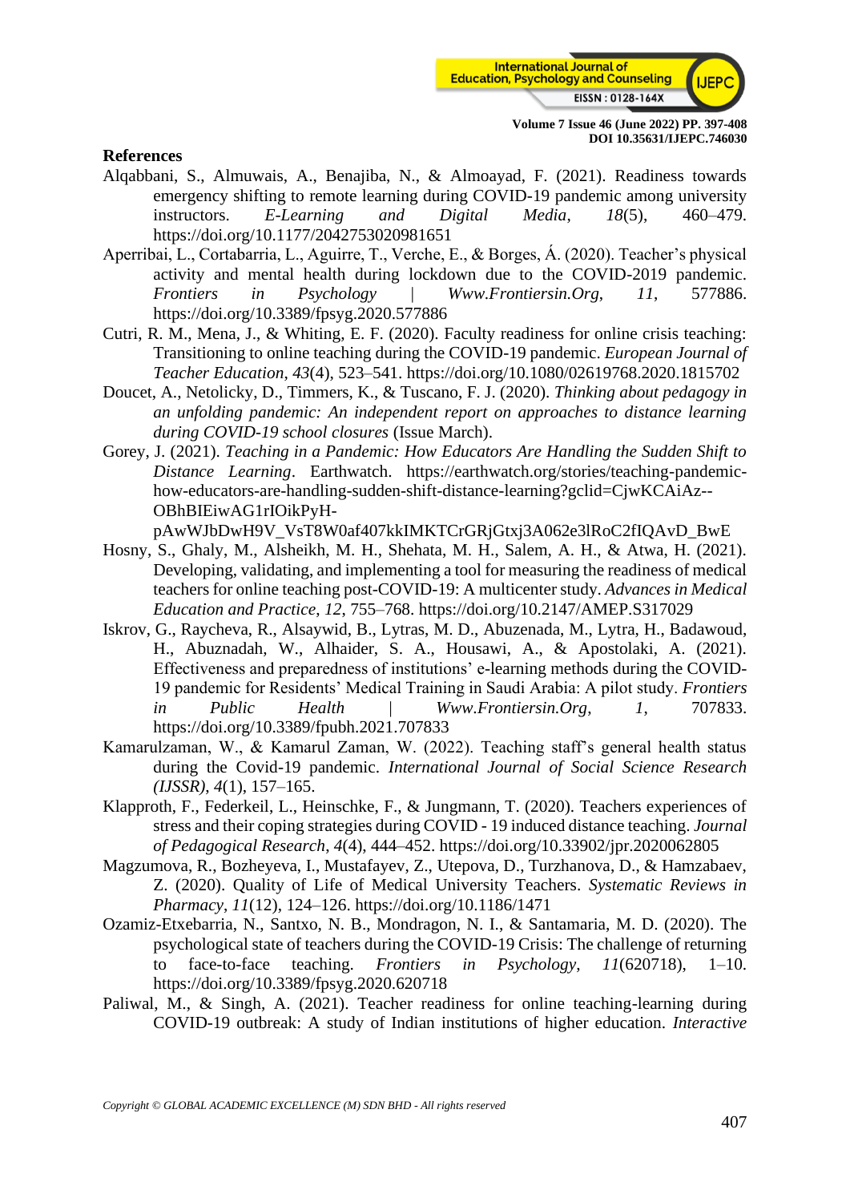**References**

Alqabbani, S., Almuwais, A., Benajiba, N., & Almoayad, F. (2021). Readiness towards emergency shifting to remote learning during COVID-19 pandemic among university instructors. *E-Learning and Digital Media*, *18*(5), 460–479. https://doi.org/10.1177/2042753020981651

Aperribai, L., Cortabarria, L., Aguirre, T., Verche, E., & Borges, Á. (2020). Teacher's physical activity and mental health during lockdown due to the COVID-2019 pandemic. *Frontiers in Psychology | Www.Frontiersin.Org*, *11*, 577886. https://doi.org/10.3389/fpsyg.2020.577886

Cutri, R. M., Mena, J., & Whiting, E. F. (2020). Faculty readiness for online crisis teaching: Transitioning to online teaching during the COVID-19 pandemic. *European Journal of Teacher Education*, *43*(4), 523–541. https://doi.org/10.1080/02619768.2020.1815702

Doucet, A., Netolicky, D., Timmers, K., & Tuscano, F. J. (2020). *Thinking about pedagogy in an unfolding pandemic: An independent report on approaches to distance learning during COVID-19 school closures* (Issue March).

Gorey, J. (2021). *Teaching in a Pandemic: How Educators Are Handling the Sudden Shift to Distance Learning*. Earthwatch. https://earthwatch.org/stories/teaching-pandemic-how-educators-are-handling-sudden-shift-distance-learning?gclid=CjwKCAiAz--OBhBIEiwAG1rIOikPyH-pAwWJbDwH9V_VsT8W0af407kkIMKTCrGRjGtxj3A062e3lRoC2fIQAvD_BwE

Hosny, S., Ghaly, M., Alsheikh, M. H., Shehata, M. H., Salem, A. H., & Atwa, H. (2021). Developing, validating, and implementing a tool for measuring the readiness of medical teachers for online teaching post-COVID-19: A multicenter study. *Advances in Medical Education and Practice*, *12*, 755–768. https://doi.org/10.2147/AMEP.S317029

Iskrov, G., Raycheva, R., Alsaywid, B., Lytras, M. D., Abuzenada, M., Lytra, H., Badawoud, H., Abuznadah, W., Alhaider, S. A., Housawi, A., & Apostolaki, A. (2021). Effectiveness and preparedness of institutions' e-learning methods during the COVID-19 pandemic for Residents' Medical Training in Saudi Arabia: A pilot study. *Frontiers in Public Health | Www.Frontiersin.Org*, *1*, 707833. https://doi.org/10.3389/fpubh.2021.707833

Kamarulzaman, W., & Kamarul Zaman, W. (2022). Teaching staff's general health status during the Covid-19 pandemic. *International Journal of Social Science Research (IJSSR)*, *4*(1), 157–165.

Klapproth, F., Federkeil, L., Heinschke, F., & Jungmann, T. (2020). Teachers experiences of stress and their coping strategies during COVID - 19 induced distance teaching. *Journal of Pedagogical Research*, *4*(4), 444–452. https://doi.org/10.33902/jpr.2020062805

Magzumova, R., Bozheyeva, I., Mustafayev, Z., Utepova, D., Turzhanova, D., & Hamzabaev, Z. (2020). Quality of Life of Medical University Teachers. *Systematic Reviews in Pharmacy*, *11*(12), 124–126. https://doi.org/10.1186/1471

Ozamiz-Etxebarria, N., Santxo, N. B., Mondragon, N. I., & Santamaria, M. D. (2020). The psychological state of teachers during the COVID-19 Crisis: The challenge of returning to face-to-face teaching. *Frontiers in Psychology*, *11*(620718), 1–10. https://doi.org/10.3389/fpsyg.2020.620718

Paliwal, M., & Singh, A. (2021). Teacher readiness for online teaching-learning during COVID-19 outbreak: A study of Indian institutions of higher education. *Interactive*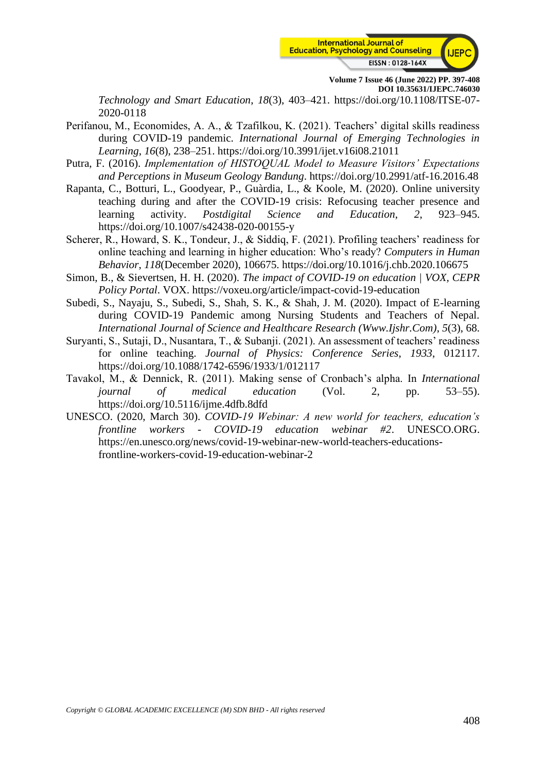*Technology and Smart Education*, *18*(3), 403–421. https://doi.org/10.1108/ITSE-07-2020-0118

Perifanou, M., Economides, A. A., & Tzafilkou, K. (2021). Teachers' digital skills readiness during COVID-19 pandemic. *International Journal of Emerging Technologies in Learning*, *16*(8), 238–251. https://doi.org/10.3991/ijet.v16i08.21011

Putra, F. (2016). *Implementation of HISTOQUAL Model to Measure Visitors' Expectations and Perceptions in Museum Geology Bandung*. https://doi.org/10.2991/atf-16.2016.48

Rapanta, C., Botturi, L., Goodyear, P., Guàrdia, L., & Koole, M. (2020). Online university teaching during and after the COVID-19 crisis: Refocusing teacher presence and learning activity. *Postdigital Science and Education*, *2*, 923–945. https://doi.org/10.1007/s42438-020-00155-y

Scherer, R., Howard, S. K., Tondeur, J., & Siddiq, F. (2021). Profiling teachers' readiness for online teaching and learning in higher education: Who's ready? *Computers in Human Behavior*, *118*(December 2020), 106675. https://doi.org/10.1016/j.chb.2020.106675

Simon, B., & Sievertsen, H. H. (2020). *The impact of COVID-19 on education | VOX, CEPR Policy Portal*. VOX. https://voxeu.org/article/impact-covid-19-education

Subedi, S., Nayaju, S., Subedi, S., Shah, S. K., & Shah, J. M. (2020). Impact of E-learning during COVID-19 Pandemic among Nursing Students and Teachers of Nepal. *International Journal of Science and Healthcare Research (Www.Ijshr.Com)*, *5*(3), 68.

Suryanti, S., Sutaji, D., Nusantara, T., & Subanji. (2021). An assessment of teachers' readiness for online teaching. *Journal of Physics: Conference Series*, *1933*, 012117. https://doi.org/10.1088/1742-6596/1933/1/012117

Tavakol, M., & Dennick, R. (2011). Making sense of Cronbach's alpha. In *International journal of medical education* (Vol. 2, pp. 53–55). https://doi.org/10.5116/ijme.4dfb.8dfd

UNESCO. (2020, March 30). *COVID-19 Webinar: A new world for teachers, education's frontline workers - COVID-19 education webinar #2*. UNESCO.ORG. https://en.unesco.org/news/covid-19-webinar-new-world-teachers-educations-frontline-workers-covid-19-education-webinar-2